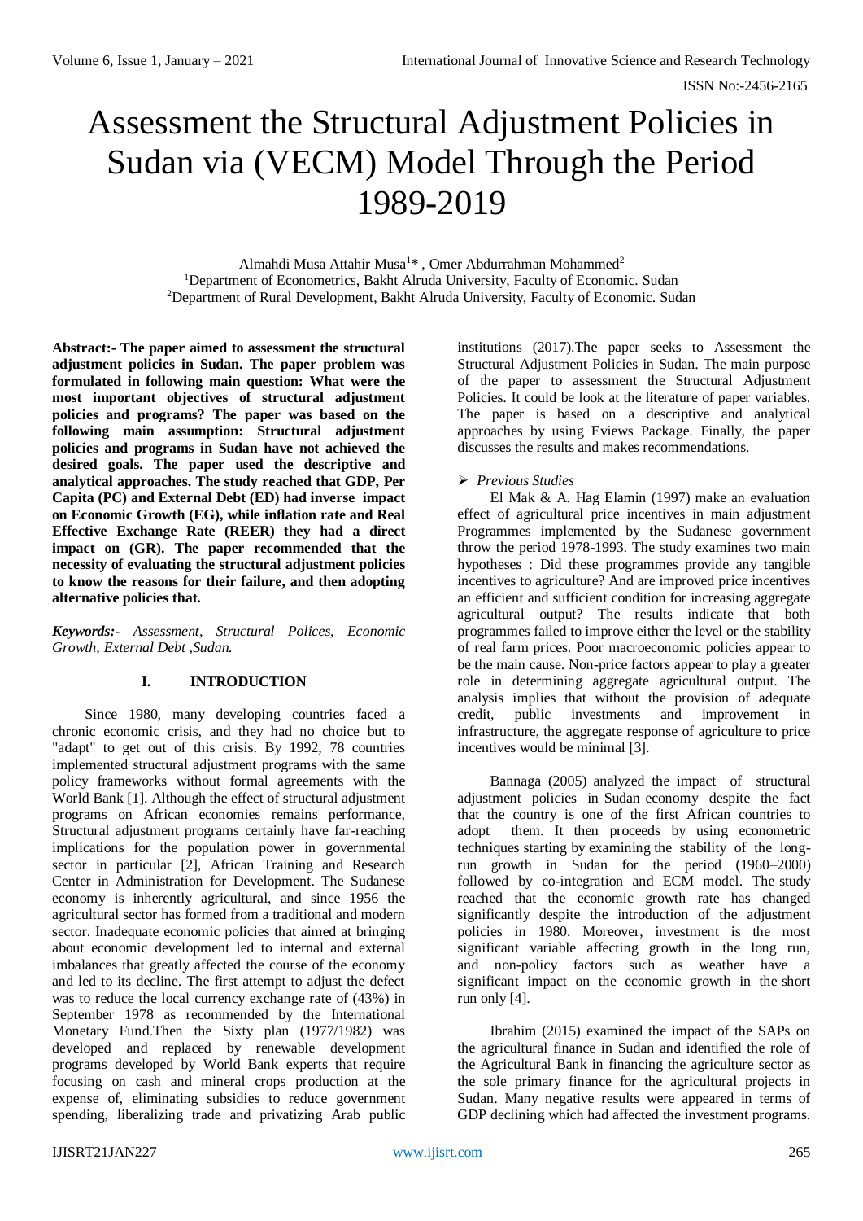# Assessment the Structural Adjustment Policies in Sudan via (VECM) Model Through the Period 1989-2019

Almahdi Musa Attahir Musa[1]* , Omer Abdurrahman Mohammed[2]

[1]Department of Econometrics, Bakht Alruda University, Faculty of Economic. Sudan

[2]Department of Rural Development, Bakht Alruda University, Faculty of Economic. Sudan

**Abstract:- The paper aimed to assessment the structural adjustment policies in Sudan. The paper problem was formulated in following main question: What were the most important objectives of structural adjustment policies and programs? The paper was based on the following main assumption: Structural adjustment policies and programs in Sudan have not achieved the desired goals. The paper used the descriptive and analytical approaches. The study reached that GDP, Per Capita (PC) and External Debt (ED) had inverse impact on Economic Growth (EG), while inflation rate and Real Effective Exchange Rate (REER) they had a direct impact on (GR). The paper recommended that the necessity of evaluating the structural adjustment policies to know the reasons for their failure, and then adopting alternative policies that.**

***Keywords:-*** *Assessment, Structural Polices, Economic Growth, External Debt ,Sudan.*

## I. INTRODUCTION

Since 1980, many developing countries faced a chronic economic crisis, and they had no choice but to "adapt" to get out of this crisis. By 1992, 78 countries implemented structural adjustment programs with the same policy frameworks without formal agreements with the World Bank [1]. Although the effect of structural adjustment programs on African economies remains performance, Structural adjustment programs certainly have far-reaching implications for the population power in governmental sector in particular [2], African Training and Research Center in Administration for Development. The Sudanese economy is inherently agricultural, and since 1956 the agricultural sector has formed from a traditional and modern sector. Inadequate economic policies that aimed at bringing about economic development led to internal and external imbalances that greatly affected the course of the economy and led to its decline. The first attempt to adjust the defect was to reduce the local currency exchange rate of (43%) in September 1978 as recommended by the International Monetary Fund.Then the Sixty plan (1977/1982) was developed and replaced by renewable development programs developed by World Bank experts that require focusing on cash and mineral crops production at the expense of, eliminating subsidies to reduce government spending, liberalizing trade and privatizing Arab public institutions (2017).The paper seeks to Assessment the Structural Adjustment Policies in Sudan. The main purpose of the paper to assessment the Structural Adjustment Policies. It could be look at the literature of paper variables. The paper is based on a descriptive and analytical approaches by using Eviews Package. Finally, the paper discusses the results and makes recommendations.

- *Previous Studies*

El Mak & A. Hag Elamin (1997) make an evaluation effect of agricultural price incentives in main adjustment Programmes implemented by the Sudanese government throw the period 1978-1993. The study examines two main hypotheses : Did these programmes provide any tangible incentives to agriculture? And are improved price incentives an efficient and sufficient condition for increasing aggregate agricultural output? The results indicate that both programmes failed to improve either the level or the stability of real farm prices. Poor macroeconomic policies appear to be the main cause. Non-price factors appear to play a greater role in determining aggregate agricultural output. The analysis implies that without the provision of adequate credit, public investments and improvement in infrastructure, the aggregate response of agriculture to price incentives would be minimal [3].

Bannaga (2005) analyzed the impact of structural adjustment policies in Sudan economy despite the fact that the country is one of the first African countries to adopt them. It then proceeds by using econometric techniques starting by examining the stability of the long-run growth in Sudan for the period (1960–2000) followed by co-integration and ECM model. The study reached that the economic growth rate has changed significantly despite the introduction of the adjustment policies in 1980. Moreover, investment is the most significant variable affecting growth in the long run, and non-policy factors such as weather have a significant impact on the economic growth in the short run only [4].

Ibrahim (2015) examined the impact of the SAPs on the agricultural finance in Sudan and identified the role of the Agricultural Bank in financing the agriculture sector as the sole primary finance for the agricultural projects in Sudan. Many negative results were appeared in terms of GDP declining which had affected the investment programs.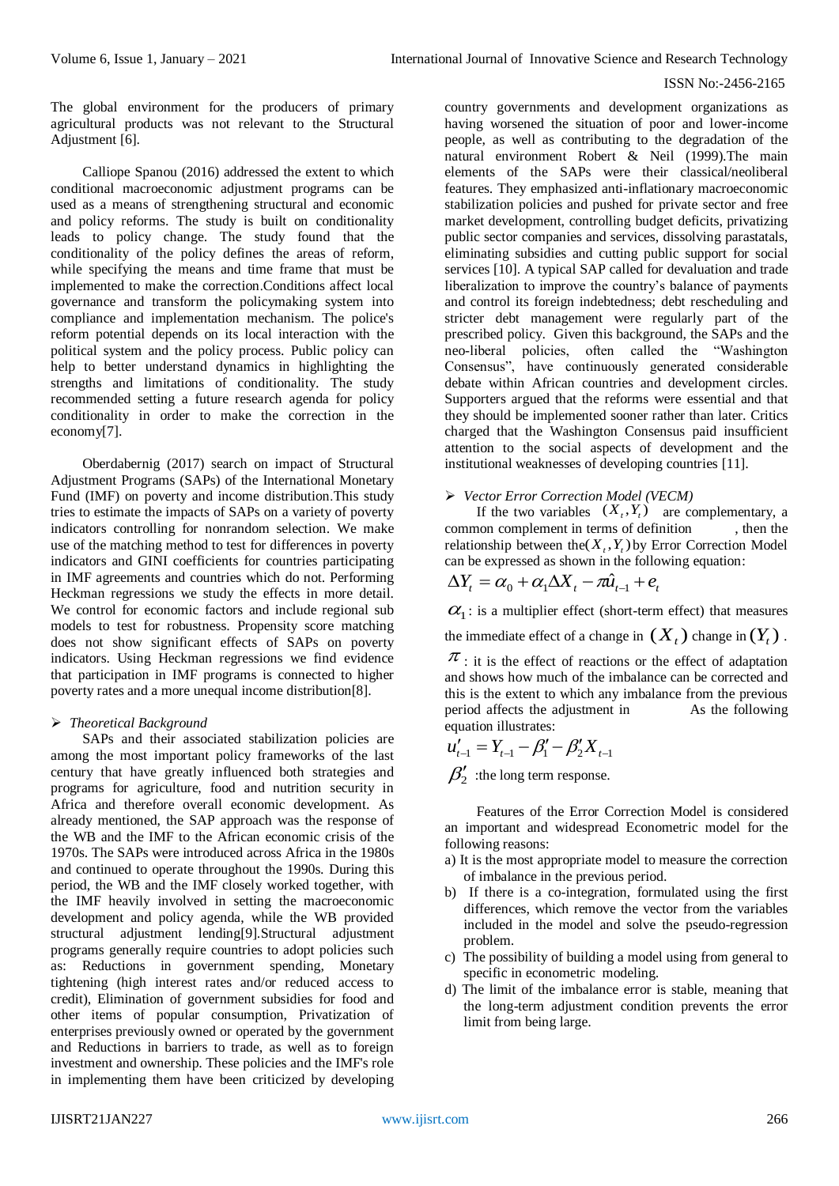The global environment for the producers of primary agricultural products was not relevant to the Structural Adjustment [6].

Calliope Spanou (2016) addressed the extent to which conditional macroeconomic adjustment programs can be used as a means of strengthening structural and economic and policy reforms. The study is built on conditionality leads to policy change. The study found that the conditionality of the policy defines the areas of reform, while specifying the means and time frame that must be implemented to make the correction.Conditions affect local governance and transform the policymaking system into compliance and implementation mechanism. The police's reform potential depends on its local interaction with the political system and the policy process. Public policy can help to better understand dynamics in highlighting the strengths and limitations of conditionality. The study recommended setting a future research agenda for policy conditionality in order to make the correction in the economy[7].

Oberdabernig (2017) search on impact of Structural Adjustment Programs (SAPs) of the International Monetary Fund (IMF) on poverty and income distribution.This study tries to estimate the impacts of SAPs on a variety of poverty indicators controlling for nonrandom selection. We make use of the matching method to test for differences in poverty indicators and GINI coefficients for countries participating in IMF agreements and countries which do not. Performing Heckman regressions we study the effects in more detail. We control for economic factors and include regional sub models to test for robustness. Propensity score matching does not show significant effects of SAPs on poverty indicators. Using Heckman regressions we find evidence that participation in IMF programs is connected to higher poverty rates and a more unequal income distribution[8].

- *Theoretical Background*

SAPs and their associated stabilization policies are among the most important policy frameworks of the last century that have greatly influenced both strategies and programs for agriculture, food and nutrition security in Africa and therefore overall economic development. As already mentioned, the SAP approach was the response of the WB and the IMF to the African economic crisis of the 1970s. The SAPs were introduced across Africa in the 1980s and continued to operate throughout the 1990s. During this period, the WB and the IMF closely worked together, with the IMF heavily involved in setting the macroeconomic development and policy agenda, while the WB provided structural adjustment lending[9].Structural adjustment programs generally require countries to adopt policies such as: Reductions in government spending, Monetary tightening (high interest rates and/or reduced access to credit), Elimination of government subsidies for food and other items of popular consumption, Privatization of enterprises previously owned or operated by the government and Reductions in barriers to trade, as well as to foreign investment and ownership. These policies and the IMF's role in implementing them have been criticized by developing country governments and development organizations as having worsened the situation of poor and lower-income people, as well as contributing to the degradation of the natural environment Robert & Neil (1999).The main elements of the SAPs were their classical/neoliberal features. They emphasized anti-inflationary macroeconomic stabilization policies and pushed for private sector and free market development, controlling budget deficits, privatizing public sector companies and services, dissolving parastatals, eliminating subsidies and cutting public support for social services [10]. A typical SAP called for devaluation and trade liberalization to improve the country's balance of payments and control its foreign indebtedness; debt rescheduling and stricter debt management were regularly part of the prescribed policy. Given this background, the SAPs and the neo-liberal policies, often called the "Washington Consensus", have continuously generated considerable debate within African countries and development circles. Supporters argued that the reforms were essential and that they should be implemented sooner rather than later. Critics charged that the Washington Consensus paid insufficient attention to the social aspects of development and the institutional weaknesses of developing countries [11].

- *Vector Error Correction Model (VECM)*

If the two variables $(X_t, Y_t)$ are complementary, a common complement in terms of definition , then the relationship between the$(X_t, Y_t)$by Error Correction Model can be expressed as shown in the following equation:

$$\Delta Y_t = \alpha_0 + \alpha_1 \Delta X_t - \pi \hat{u}_{t-1} + e_t$$

$\alpha_1$: is a multiplier effect (short-term effect) that measures the immediate effect of a change in $(X_t)$ change in $(Y_t)$.

$\pi$ : it is the effect of reactions or the effect of adaptation and shows how much of the imbalance can be corrected and this is the extent to which any imbalance from the previous period affects the adjustment in As the following equation illustrates:

$$u'_{t-1} = Y_{t-1} - \beta'_1 - \beta'_2 X_{t-1}$$

$\beta'_2$ :the long term response.

Features of the Error Correction Model is considered an important and widespread Econometric model for the following reasons:

a) It is the most appropriate model to measure the correction of imbalance in the previous period.
b) If there is a co-integration, formulated using the first differences, which remove the vector from the variables included in the model and solve the pseudo-regression problem.
c) The possibility of building a model using from general to specific in econometric modeling.
d) The limit of the imbalance error is stable, meaning that the long-term adjustment condition prevents the error limit from being large.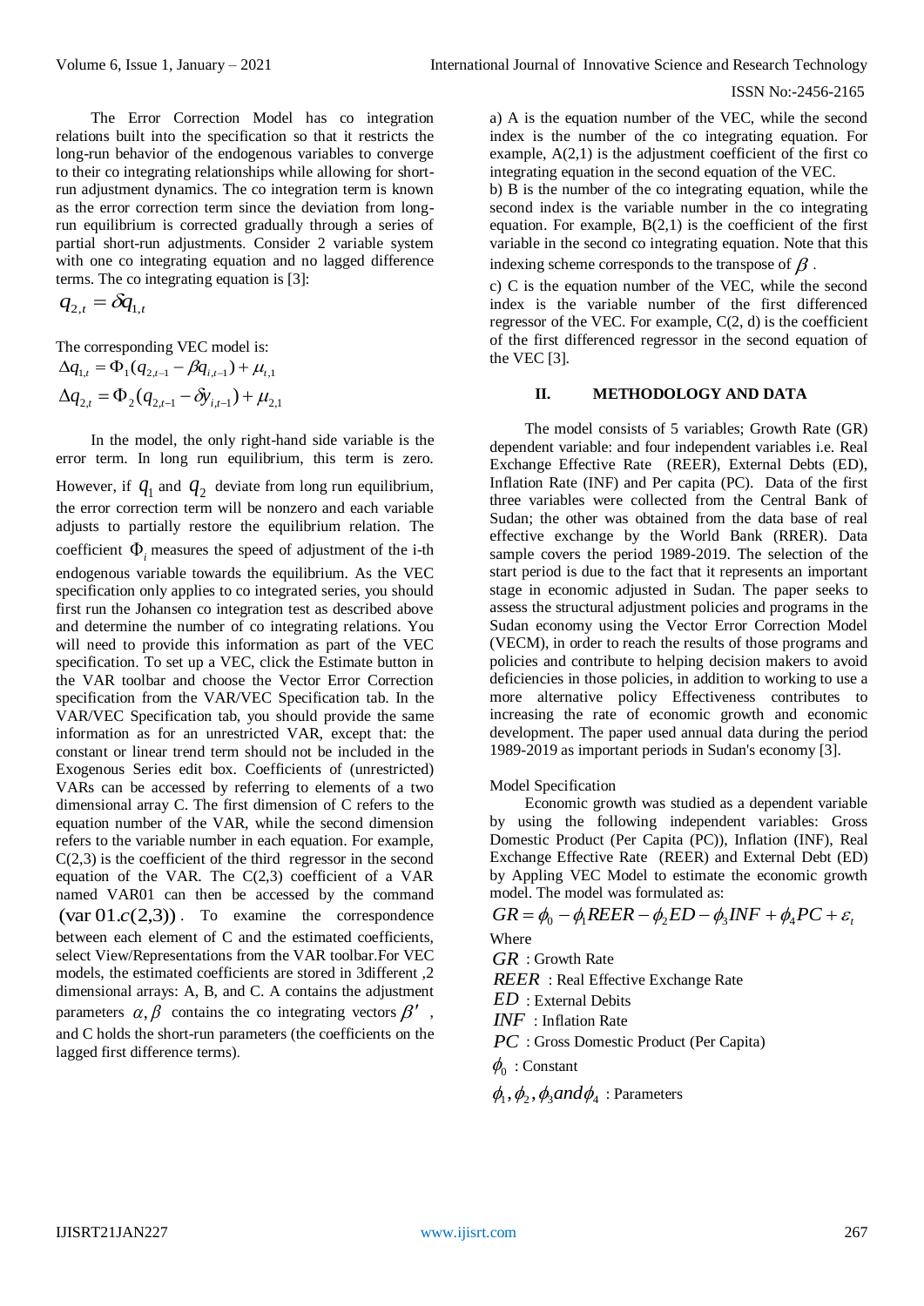The Error Correction Model has co integration relations built into the specification so that it restricts the long-run behavior of the endogenous variables to converge to their co integrating relationships while allowing for short-run adjustment dynamics. The co integration term is known as the error correction term since the deviation from long-run equilibrium is corrected gradually through a series of partial short-run adjustments. Consider 2 variable system with one co integrating equation and no lagged difference terms. The co integrating equation is [3]:

$$q_{2,t} = \delta q_{1,t}$$

The corresponding VEC model is:

$$\Delta q_{1,t} = \Phi_1 (q_{2,t-1} - \beta q_{i,t-1}) + \mu_{t,1}$$

$$\Delta q_{2,t} = \Phi_2 (q_{2,t-1} - \delta y_{i,t-1}) + \mu_{2,1}$$

In the model, the only right-hand side variable is the error term. In long run equilibrium, this term is zero. However, if $q_1$ and $q_2$ deviate from long run equilibrium, the error correction term will be nonzero and each variable adjusts to partially restore the equilibrium relation. The coefficient $\Phi_i$ measures the speed of adjustment of the i-th endogenous variable towards the equilibrium. As the VEC specification only applies to co integrated series, you should first run the Johansen co integration test as described above and determine the number of co integrating relations. You will need to provide this information as part of the VEC specification. To set up a VEC, click the Estimate button in the VAR toolbar and choose the Vector Error Correction specification from the VAR/VEC Specification tab. In the VAR/VEC Specification tab, you should provide the same information as for an unrestricted VAR, except that: the constant or linear trend term should not be included in the Exogenous Series edit box. Coefficients of (unrestricted) VARs can be accessed by referring to elements of a two dimensional array C. The first dimension of C refers to the equation number of the VAR, while the second dimension refers to the variable number in each equation. For example, C(2,3) is the coefficient of the third regressor in the second equation of the VAR. The C(2,3) coefficient of a VAR named VAR01 can then be accessed by the command $(\text{var}\,01.c(2,3))$. To examine the correspondence between each element of C and the estimated coefficients, select View/Representations from the VAR toolbar.For VEC models, the estimated coefficients are stored in 3different ,2 dimensional arrays: A, B, and C. A contains the adjustment parameters $\alpha, \beta$ contains the co integrating vectors $\beta'$, and C holds the short-run parameters (the coefficients on the lagged first difference terms).

a) A is the equation number of the VEC, while the second index is the number of the co integrating equation. For example, A(2,1) is the adjustment coefficient of the first co integrating equation in the second equation of the VEC.
b) B is the number of the co integrating equation, while the second index is the variable number in the co integrating equation. For example, B(2,1) is the coefficient of the first variable in the second co integrating equation. Note that this indexing scheme corresponds to the transpose of $\beta$.
c) C is the equation number of the VEC, while the second index is the variable number of the first differenced regressor of the VEC. For example, C(2, d) is the coefficient of the first differenced regressor in the second equation of the VEC [3].

## II. METHODOLOGY AND DATA

The model consists of 5 variables; Growth Rate (GR) dependent variable: and four independent variables i.e. Real Exchange Effective Rate (REER), External Debts (ED), Inflation Rate (INF) and Per capita (PC). Data of the first three variables were collected from the Central Bank of Sudan; the other was obtained from the data base of real effective exchange by the World Bank (RRER). Data sample covers the period 1989-2019. The selection of the start period is due to the fact that it represents an important stage in economic adjusted in Sudan. The paper seeks to assess the structural adjustment policies and programs in the Sudan economy using the Vector Error Correction Model (VECM), in order to reach the results of those programs and policies and contribute to helping decision makers to avoid deficiencies in those policies, in addition to working to use a more alternative policy Effectiveness contributes to increasing the rate of economic growth and economic development. The paper used annual data during the period 1989-2019 as important periods in Sudan's economy [3].

Model Specification

Economic growth was studied as a dependent variable by using the following independent variables: Gross Domestic Product (Per Capita (PC)), Inflation (INF), Real Exchange Effective Rate (REER) and External Debt (ED) by Appling VEC Model to estimate the economic growth model. The model was formulated as:

$$GR = \phi_0 - \phi_1 REER - \phi_2 ED - \phi_3 INF + \phi_4 PC + \varepsilon_t$$

Where

$GR$ : Growth Rate

$REER$ : Real Effective Exchange Rate

$ED$ : External Debits

$INF$ : Inflation Rate

$PC$ : Gross Domestic Product (Per Capita)

$\phi_0$ : Constant

$\phi_1, \phi_2, \phi_3 and \phi_4$ : Parameters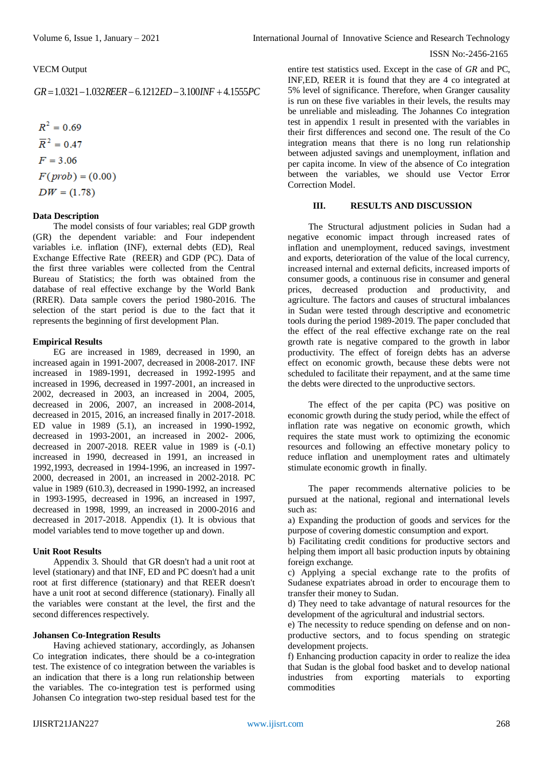VECM Output

$$GR = 1.0321 - 1.032REER - 6.1212ED - 3.100INF + 4.1555PC$$

$$R^2 = 0.69$$
$$\bar{R}^2 = 0.47$$
$$F = 3.06$$
$$F(prob) = (0.00)$$
$$DW = (1.78)$$

### Data Description

The model consists of four variables; real GDP growth (GR) the dependent variable: and Four independent variables i.e. inflation (INF), external debts (ED), Real Exchange Effective Rate (REER) and GDP (PC). Data of the first three variables were collected from the Central Bureau of Statistics; the forth was obtained from the database of real effective exchange by the World Bank (RRER). Data sample covers the period 1980-2016. The selection of the start period is due to the fact that it represents the beginning of first development Plan.

### Empirical Results

EG are increased in 1989, decreased in 1990, an increased again in 1991-2007, decreased in 2008-2017. INF increased in 1989-1991, decreased in 1992-1995 and increased in 1996, decreased in 1997-2001, an increased in 2002, decreased in 2003, an increased in 2004, 2005, decreased in 2006, 2007, an increased in 2008-2014, decreased in 2015, 2016, an increased finally in 2017-2018. ED value in 1989 (5.1), an increased in 1990-1992, decreased in 1993-2001, an increased in 2002- 2006, decreased in 2007-2018. REER value in 1989 is (-0.1) increased in 1990, decreased in 1991, an increased in 1992,1993, decreased in 1994-1996, an increased in 1997-2000, decreased in 2001, an increased in 2002-2018. PC value in 1989 (610.3), decreased in 1990-1992, an increased in 1993-1995, decreased in 1996, an increased in 1997, decreased in 1998, 1999, an increased in 2000-2016 and decreased in 2017-2018. Appendix (1). It is obvious that model variables tend to move together up and down.

### Unit Root Results

Appendix 3. Should that GR doesn't had a unit root at level (stationary) and that INF, ED and PC doesn't had a unit root at first difference (stationary) and that REER doesn't have a unit root at second difference (stationary). Finally all the variables were constant at the level, the first and the second differences respectively.

### Johansen Co-Integration Results

Having achieved stationary, accordingly, as Johansen Co integration indicates, there should be a co-integration test. The existence of co integration between the variables is an indication that there is a long run relationship between the variables. The co-integration test is performed using Johansen Co integration two-step residual based test for the entire test statistics used. Except in the case of *GR* and PC, INF,ED, REER it is found that they are 4 co integrated at 5% level of significance. Therefore, when Granger causality is run on these five variables in their levels, the results may be unreliable and misleading. The Johannes Co integration test in appendix 1 result in presented with the variables in their first differences and second one. The result of the Co integration means that there is no long run relationship between adjusted savings and unemployment, inflation and per capita income. In view of the absence of Co integration between the variables, we should use Vector Error Correction Model.

## III. RESULTS AND DISCUSSION

The Structural adjustment policies in Sudan had a negative economic impact through increased rates of inflation and unemployment, reduced savings, investment and exports, deterioration of the value of the local currency, increased internal and external deficits, increased imports of consumer goods, a continuous rise in consumer and general prices, decreased production and productivity, and agriculture. The factors and causes of structural imbalances in Sudan were tested through descriptive and econometric tools during the period 1989-2019. The paper concluded that the effect of the real effective exchange rate on the real growth rate is negative compared to the growth in labor productivity. The effect of foreign debts has an adverse effect on economic growth, because these debts were not scheduled to facilitate their repayment, and at the same time the debts were directed to the unproductive sectors.

The effect of the per capita (PC) was positive on economic growth during the study period, while the effect of inflation rate was negative on economic growth, which requires the state must work to optimizing the economic resources and following an effective monetary policy to reduce inflation and unemployment rates and ultimately stimulate economic growth in finally.

The paper recommends alternative policies to be pursued at the national, regional and international levels such as:

a) Expanding the production of goods and services for the purpose of covering domestic consumption and export.
b) Facilitating credit conditions for productive sectors and helping them import all basic production inputs by obtaining foreign exchange.
c) Applying a special exchange rate to the profits of Sudanese expatriates abroad in order to encourage them to transfer their money to Sudan.
d) They need to take advantage of natural resources for the development of the agricultural and industrial sectors.
e) The necessity to reduce spending on defense and on non-productive sectors, and to focus spending on strategic development projects.
f) Enhancing production capacity in order to realize the idea that Sudan is the global food basket and to develop national industries from exporting materials to exporting commodities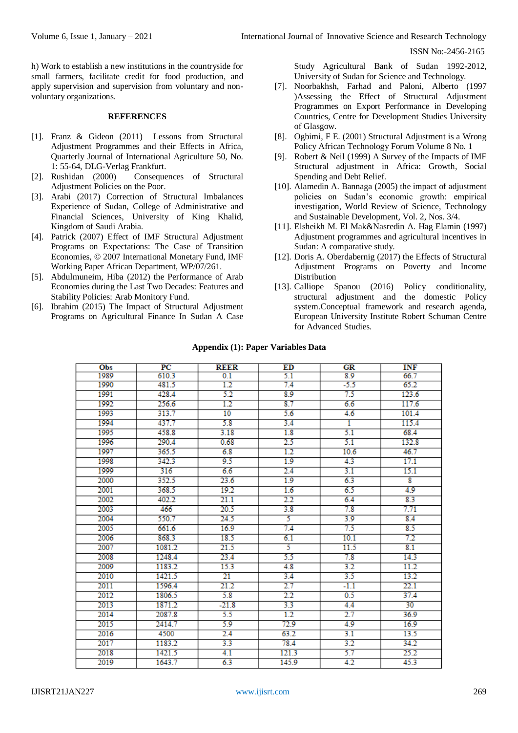h) Work to establish a new institutions in the countryside for small farmers, facilitate credit for food production, and apply supervision and supervision from voluntary and non-voluntary organizations.

## REFERENCES

- [1]. Franz & Gideon (2011) Lessons from Structural Adjustment Programmes and their Effects in Africa, Quarterly Journal of International Agriculture 50, No. 1: 55-64, DLG-Verlag Frankfurt.
- [2]. Rushidan (2000) Consequences of Structural Adjustment Policies on the Poor.
- [3]. Arabi (2017) Correction of Structural Imbalances Experience of Sudan, College of Administrative and Financial Sciences, University of King Khalid, Kingdom of Saudi Arabia.
- [4]. Patrick (2007) Effect of IMF Structural Adjustment Programs on Expectations: The Case of Transition Economies, © 2007 International Monetary Fund, IMF Working Paper African Department, WP/07/261.
- [5]. Abdulmuneim, Hiba (2012) the Performance of Arab Economies during the Last Two Decades: Features and Stability Policies: Arab Monitory Fund.
- [6]. Ibrahim (2015) The Impact of Structural Adjustment Programs on Agricultural Finance In Sudan A Case Study Agricultural Bank of Sudan 1992-2012, University of Sudan for Science and Technology.
- [7]. Noorbakhsh, Farhad and Paloni, Alberto (1997 )Assessing the Effect of Structural Adjustment Programmes on Export Performance in Developing Countries, Centre for Development Studies University of Glasgow.
- [8]. Ogbimi, F E. (2001) Structural Adjustment is a Wrong Policy African Technology Forum Volume 8 No. 1
- [9]. Robert & Neil (1999) A Survey of the Impacts of IMF Structural adjustment in Africa: Growth, Social Spending and Debt Relief.
- [10]. Alamedin A. Bannaga (2005) the impact of adjustment policies on Sudan's economic growth: empirical investigation, World Review of Science, Technology and Sustainable Development, Vol. 2, Nos. 3/4.
- [11]. Elsheikh M. El Mak&Nasredin A. Hag Elamin (1997) Adjustment programmes and agricultural incentives in Sudan: A comparative study.
- [12]. Doris A. Oberdabernig (2017) the Effects of Structural Adjustment Programs on Poverty and Income Distribution
- [13]. Calliope Spanou (2016) Policy conditionality, structural adjustment and the domestic Policy system.Conceptual framework and research agenda, European University Institute Robert Schuman Centre for Advanced Studies.

## Appendix (1): Paper Variables Data

| Obs | PC | REER | ED | GR | INF |
|---|---|---|---|---|---|
| 1989 | 610.3 | 0.1 | 5.1 | 8.9 | 66.7 |
| 1990 | 481.5 | 1.2 | 7.4 | -5.5 | 65.2 |
| 1991 | 428.4 | 5.2 | 8.9 | 7.5 | 123.6 |
| 1992 | 256.6 | 1.2 | 8.7 | 6.6 | 117.6 |
| 1993 | 313.7 | 10 | 5.6 | 4.6 | 101.4 |
| 1994 | 437.7 | 5.8 | 3.4 | 1 | 115.4 |
| 1995 | 458.8 | 3.18 | 1.8 | 5.1 | 68.4 |
| 1996 | 290.4 | 0.68 | 2.5 | 5.1 | 132.8 |
| 1997 | 365.5 | 6.8 | 1.2 | 10.6 | 46.7 |
| 1998 | 342.3 | 9.5 | 1.9 | 4.3 | 17.1 |
| 1999 | 316 | 6.6 | 2.4 | 3.1 | 15.1 |
| 2000 | 352.5 | 23.6 | 1.9 | 6.3 | 8 |
| 2001 | 368.5 | 19.2 | 1.6 | 6.5 | 4.9 |
| 2002 | 402.2 | 21.1 | 2.2 | 6.4 | 8.3 |
| 2003 | 466 | 20.5 | 3.8 | 7.8 | 7.71 |
| 2004 | 550.7 | 24.5 | 5 | 3.9 | 8.4 |
| 2005 | 661.6 | 16.9 | 7.4 | 7.5 | 8.5 |
| 2006 | 868.3 | 18.5 | 6.1 | 10.1 | 7.2 |
| 2007 | 1081.2 | 21.5 | 5 | 11.5 | 8.1 |
| 2008 | 1248.4 | 23.4 | 5.5 | 7.8 | 14.3 |
| 2009 | 1183.2 | 15.3 | 4.8 | 3.2 | 11.2 |
| 2010 | 1421.5 | 21 | 3.4 | 3.5 | 13.2 |
| 2011 | 1596.4 | 21.2 | 2.7 | -1.1 | 22.1 |
| 2012 | 1806.5 | 5.8 | 2.2 | 0.5 | 37.4 |
| 2013 | 1871.2 | -21.8 | 3.3 | 4.4 | 30 |
| 2014 | 2087.8 | 5.5 | 1.2 | 2.7 | 36.9 |
| 2015 | 2414.7 | 5.9 | 72.9 | 4.9 | 16.9 |
| 2016 | 4500 | 2.4 | 63.2 | 3.1 | 13.5 |
| 2017 | 1183.2 | 3.3 | 78.4 | 3.2 | 34.2 |
| 2018 | 1421.5 | 4.1 | 121.3 | 5.7 | 25.2 |
| 2019 | 1643.7 | 6.3 | 145.9 | 4.2 | 45.3 |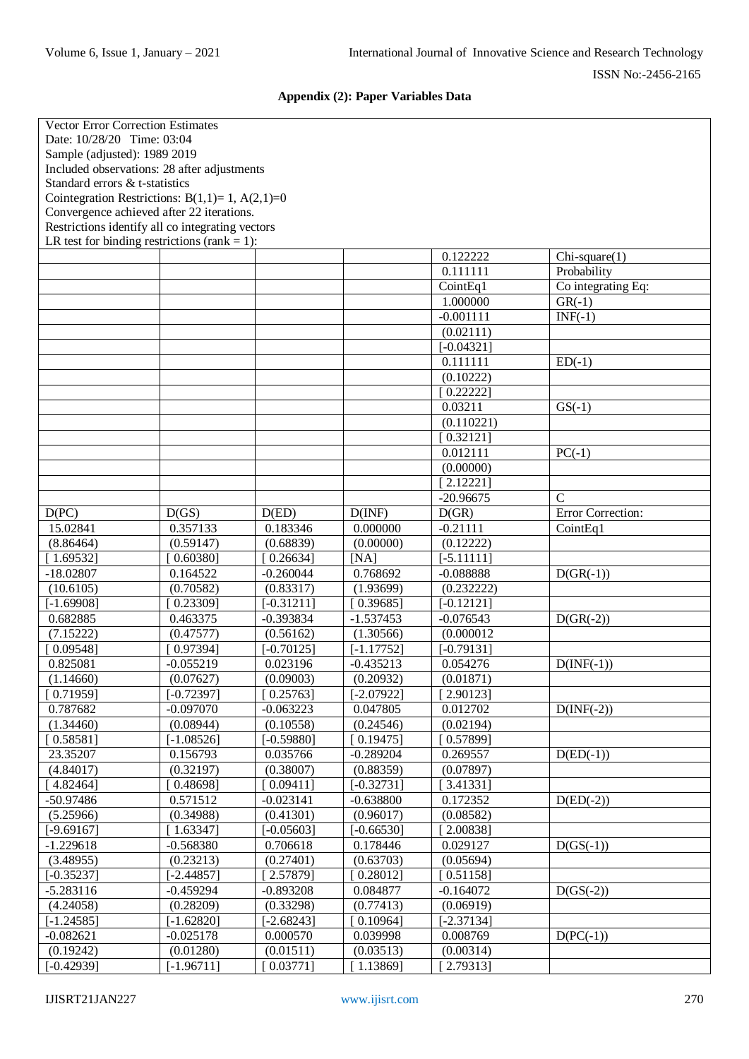## Appendix (2): Paper Variables Data

| Vector Error Correction Estimates | | | | | |
|---|---|---|---|---|---|
| Date: 10/28/20 Time: 03:04 | | | | | |
| Sample (adjusted): 1989 2019 | | | | | |
| Included observations: 28 after adjustments | | | | | |
| Standard errors & t-statistics | | | | | |
| Cointegration Restrictions: B(1,1)= 1, A(2,1)=0 | | | | | |
| Convergence achieved after 22 iterations. | | | | | |
| Restrictions identify all co integrating vectors | | | | | |
| LR test for binding restrictions (rank = 1): | | | | | |
| | | | | 0.122222 | Chi-square(1) |
| | | | | 0.111111 | Probability |
| | | | | CointEq1 | Co integrating Eq: |
| | | | | 1.000000 | GR(-1) |
| | | | | -0.001111 | INF(-1) |
| | | | | (0.02111) | |
| | | | | [-0.04321] | |
| | | | | 0.111111 | ED(-1) |
| | | | | (0.10222) | |
| | | | | [ 0.22222] | |
| | | | | 0.03211 | GS(-1) |
| | | | | (0.110221) | |
| | | | | [ 0.32121] | |
| | | | | 0.012111 | PC(-1) |
| | | | | (0.00000) | |
| | | | | [ 2.12221] | |
| | | | | -20.96675 | C |
| D(PC) | D(GS) | D(ED) | D(INF) | D(GR) | Error Correction: |
| 15.02841 | 0.357133 | 0.183346 | 0.000000 | -0.21111 | CointEq1 |
| (8.86464) | (0.59147) | (0.68839) | (0.00000) | (0.12222) | |
| [ 1.69532] | [ 0.60380] | [ 0.26634] | [NA] | [-5.11111] | |
| -18.02807 | 0.164522 | -0.260044 | 0.768692 | -0.088888 | D(GR(-1)) |
| (10.6105) | (0.70582) | (0.83317) | (1.93699) | (0.232222) | |
| [-1.69908] | [ 0.23309] | [-0.31211] | [ 0.39685] | [-0.12121] | |
| 0.682885 | 0.463375 | -0.393834 | -1.537453 | -0.076543 | D(GR(-2)) |
| (7.15222) | (0.47577) | (0.56162) | (1.30566) | (0.000012 | |
| [ 0.09548] | [ 0.97394] | [-0.70125] | [-1.17752] | [-0.79131] | |
| 0.825081 | -0.055219 | 0.023196 | -0.435213 | 0.054276 | D(INF(-1)) |
| (1.14660) | (0.07627) | (0.09003) | (0.20932) | (0.01871) | |
| [ 0.71959] | [-0.72397] | [ 0.25763] | [-2.07922] | [ 2.90123] | |
| 0.787682 | -0.097070 | -0.063223 | 0.047805 | 0.012702 | D(INF(-2)) |
| (1.34460) | (0.08944) | (0.10558) | (0.24546) | (0.02194) | |
| [ 0.58581] | [-1.08526] | [-0.59880] | [ 0.19475] | [ 0.57899] | |
| 23.35207 | 0.156793 | 0.035766 | -0.289204 | 0.269557 | D(ED(-1)) |
| (4.84017) | (0.32197) | (0.38007) | (0.88359) | (0.07897) | |
| [ 4.82464] | [ 0.48698] | [ 0.09411] | [-0.32731] | [ 3.41331] | |
| -50.97486 | 0.571512 | -0.023141 | -0.638800 | 0.172352 | D(ED(-2)) |
| (5.25966) | (0.34988) | (0.41301) | (0.96017) | (0.08582) | |
| [-9.69167] | [ 1.63347] | [-0.05603] | [-0.66530] | [ 2.00838] | |
| -1.229618 | -0.568380 | 0.706618 | 0.178446 | 0.029127 | D(GS(-1)) |
| (3.48955) | (0.23213) | (0.27401) | (0.63703) | (0.05694) | |
| [-0.35237] | [-2.44857] | [ 2.57879] | [ 0.28012] | [ 0.51158] | |
| -5.283116 | -0.459294 | -0.893208 | 0.084877 | -0.164072 | D(GS(-2)) |
| (4.24058) | (0.28209) | (0.33298) | (0.77413) | (0.06919) | |
| [-1.24585] | [-1.62820] | [-2.68243] | [ 0.10964] | [-2.37134] | |
| -0.082621 | -0.025178 | 0.000570 | 0.039998 | 0.008769 | D(PC(-1)) |
| (0.19242) | (0.01280) | (0.01511) | (0.03513) | (0.00314) | |
| [-0.42939] | [-1.96711] | [ 0.03771] | [ 1.13869] | [ 2.79313] | |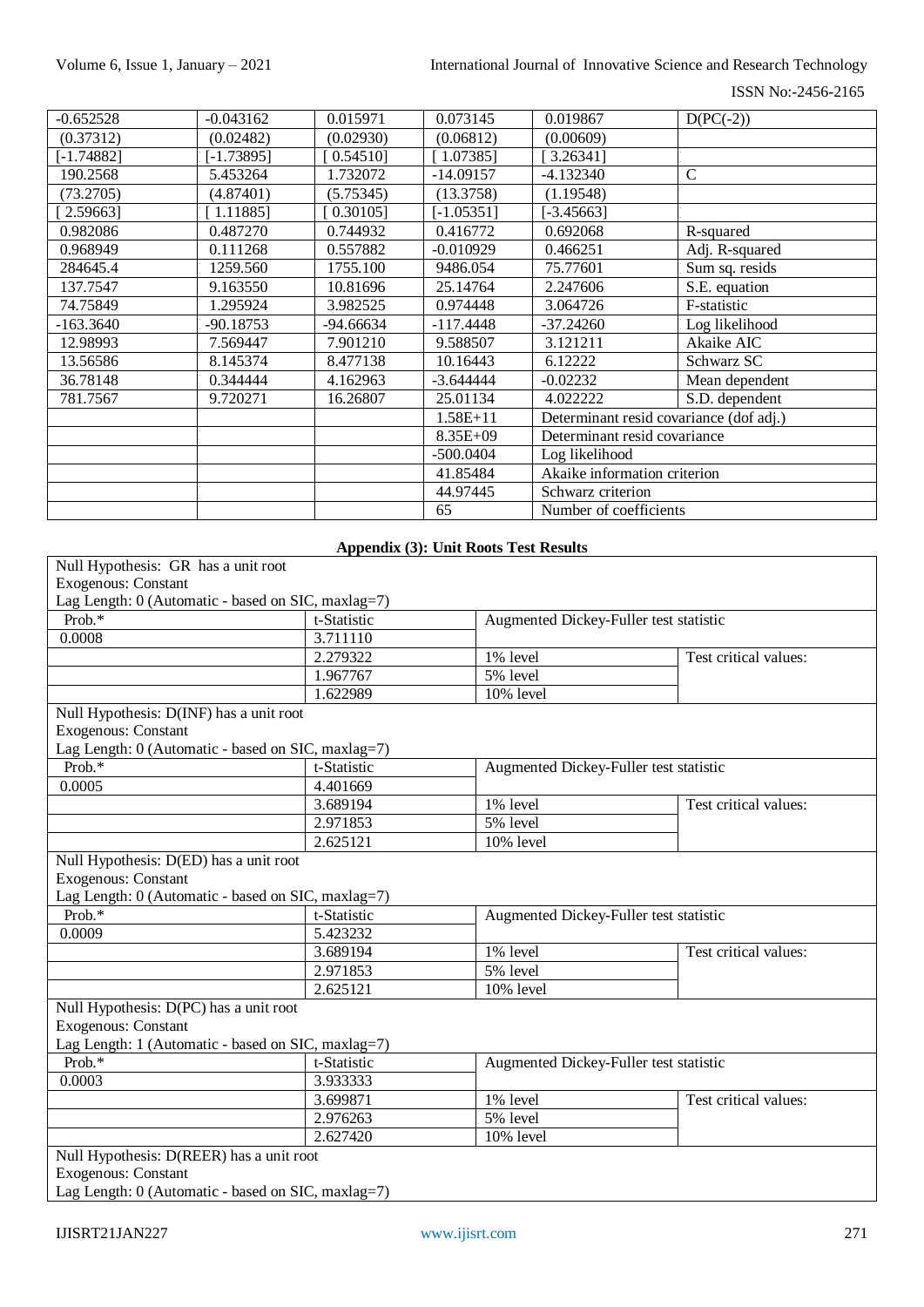| | | | | | |
|---|---|---|---|---|---|
| -0.652528 | -0.043162 | 0.015971 | 0.073145 | 0.019867 | D(PC(-2)) |
| (0.37312) | (0.02482) | (0.02930) | (0.06812) | (0.00609) | |
| [-1.74882] | [-1.73895] | [ 0.54510] | [ 1.07385] | [ 3.26341] | |
| 190.2568 | 5.453264 | 1.732072 | -14.09157 | -4.132340 | C |
| (73.2705) | (4.87401) | (5.75345) | (13.3758) | (1.19548) | |
| [ 2.59663] | [ 1.11885] | [ 0.30105] | [-1.05351] | [-3.45663] | |
| 0.982086 | 0.487270 | 0.744932 | 0.416772 | 0.692068 | R-squared |
| 0.968949 | 0.111268 | 0.557882 | -0.010929 | 0.466251 | Adj. R-squared |
| 284645.4 | 1259.560 | 1755.100 | 9486.054 | 75.77601 | Sum sq. resids |
| 137.7547 | 9.163550 | 10.81696 | 25.14764 | 2.247606 | S.E. equation |
| 74.75849 | 1.295924 | 3.982525 | 0.974448 | 3.064726 | F-statistic |
| -163.3640 | -90.18753 | -94.66634 | -117.4448 | -37.24260 | Log likelihood |
| 12.98993 | 7.569447 | 7.901210 | 9.588507 | 3.121211 | Akaike AIC |
| 13.56586 | 8.145374 | 8.477138 | 10.16443 | 6.12222 | Schwarz SC |
| 36.78148 | 0.344444 | 4.162963 | -3.644444 | -0.02232 | Mean dependent |
| 781.7567 | 9.720271 | 16.26807 | 25.01134 | 4.022222 | S.D. dependent |
| | | | 1.58E+11 | Determinant resid covariance (dof adj.) | |
| | | | 8.35E+09 | Determinant resid covariance | |
| | | | -500.0404 | Log likelihood | |
| | | | 41.85484 | Akaike information criterion | |
| | | | 44.97445 | Schwarz criterion | |
| | | | 65 | Number of coefficients | |

**Appendix (3): Unit Roots Test Results**

Null Hypothesis: GR has a unit root
Exogenous: Constant
Lag Length: 0 (Automatic - based on SIC, maxlag=7)

| Prob.* | t-Statistic | Augmented Dickey-Fuller test statistic | |
|---|---|---|---|
| 0.0008 | 3.711110 | | |
| | 2.279322 | 1% level | Test critical values: |
| | 1.967767 | 5% level | |
| | 1.622989 | 10% level | |

Null Hypothesis: D(INF) has a unit root
Exogenous: Constant
Lag Length: 0 (Automatic - based on SIC, maxlag=7)

| Prob.* | t-Statistic | Augmented Dickey-Fuller test statistic | |
|---|---|---|---|
| 0.0005 | 4.401669 | | |
| | 3.689194 | 1% level | Test critical values: |
| | 2.971853 | 5% level | |
| | 2.625121 | 10% level | |

Null Hypothesis: D(ED) has a unit root
Exogenous: Constant
Lag Length: 0 (Automatic - based on SIC, maxlag=7)

| Prob.* | t-Statistic | Augmented Dickey-Fuller test statistic | |
|---|---|---|---|
| 0.0009 | 5.423232 | | |
| | 3.689194 | 1% level | Test critical values: |
| | 2.971853 | 5% level | |
| | 2.625121 | 10% level | |

Null Hypothesis: D(PC) has a unit root
Exogenous: Constant
Lag Length: 1 (Automatic - based on SIC, maxlag=7)

| Prob.* | t-Statistic | Augmented Dickey-Fuller test statistic | |
|---|---|---|---|
| 0.0003 | 3.933333 | | |
| | 3.699871 | 1% level | Test critical values: |
| | 2.976263 | 5% level | |
| | 2.627420 | 10% level | |

Null Hypothesis: D(REER) has a unit root
Exogenous: Constant
Lag Length: 0 (Automatic - based on SIC, maxlag=7)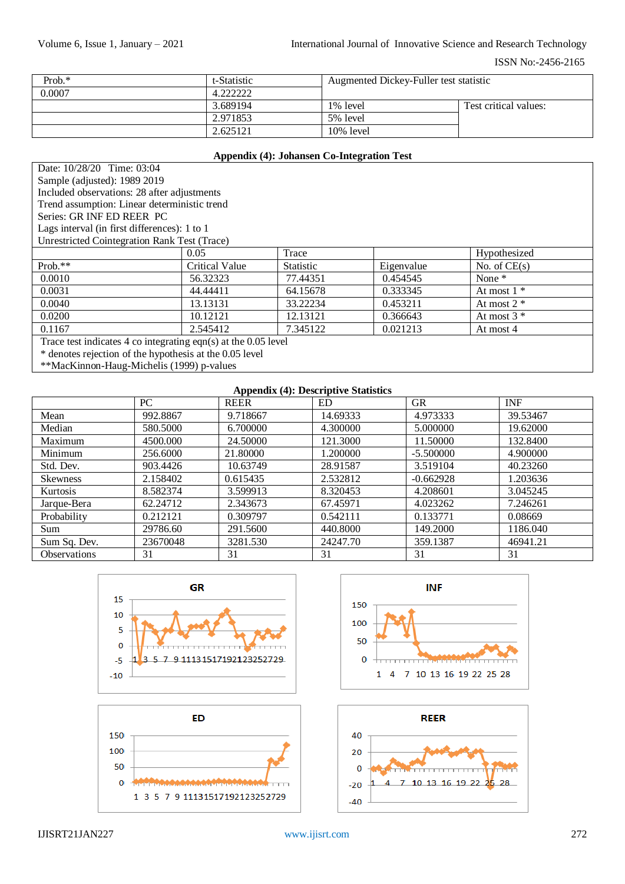| Prob.* | t-Statistic | Augmented Dickey-Fuller test statistic | |
|---|---|---|---|
| 0.0007 | 4.222222 | | |
| | 3.689194 | 1% level | Test critical values: |
| | 2.971853 | 5% level | |
| | 2.625121 | 10% level | |

**Appendix (4): Johansen Co-Integration Test**

Date: 10/28/20 Time: 03:04
Sample (adjusted): 1989 2019
Included observations: 28 after adjustments
Trend assumption: Linear deterministic trend
Series: GR INF ED REER PC
Lags interval (in first differences): 1 to 1
Unrestricted Cointegration Rank Test (Trace)

| | 0.05 | Trace | | Hypothesized |
|---|---|---|---|---|
| Prob.** | Critical Value | Statistic | Eigenvalue | No. of CE(s) |
| 0.0010 | 56.32323 | 77.44351 | 0.454545 | None * |
| 0.0031 | 44.44411 | 64.15678 | 0.333345 | At most 1 * |
| 0.0040 | 13.13131 | 33.22234 | 0.453211 | At most 2 * |
| 0.0200 | 10.12121 | 12.13121 | 0.366643 | At most 3 * |
| 0.1167 | 2.545412 | 7.345122 | 0.021213 | At most 4 |

Trace test indicates 4 co integrating eqn(s) at the 0.05 level
* denotes rejection of the hypothesis at the 0.05 level
**MacKinnon-Haug-Michelis (1999) p-values

**Appendix (4): Descriptive Statistics**

| | PC | REER | ED | GR | INF |
|---|---|---|---|---|---|
| Mean | 992.8867 | 9.718667 | 14.69333 | 4.973333 | 39.53467 |
| Median | 580.5000 | 6.700000 | 4.300000 | 5.000000 | 19.62000 |
| Maximum | 4500.000 | 24.50000 | 121.3000 | 11.50000 | 132.8400 |
| Minimum | 256.6000 | 21.80000 | 1.200000 | -5.500000 | 4.900000 |
| Std. Dev. | 903.4426 | 10.63749 | 28.91587 | 3.519104 | 40.23260 |
| Skewness | 2.158402 | 0.615435 | 2.532812 | -0.662928 | 1.203636 |
| Kurtosis | 8.582374 | 3.599913 | 8.320453 | 4.208601 | 3.045245 |
| Jarque-Bera | 62.24712 | 2.343673 | 67.45971 | 4.023262 | 7.246261 |
| Probability | 0.212121 | 0.309797 | 0.542111 | 0.133771 | 0.08669 |
| Sum | 29786.60 | 291.5600 | 440.8000 | 149.2000 | 1186.040 |
| Sum Sq. Dev. | 23670048 | 3281.530 | 24247.70 | 359.1387 | 46941.21 |
| Observations | 31 | 31 | 31 | 31 | 31 |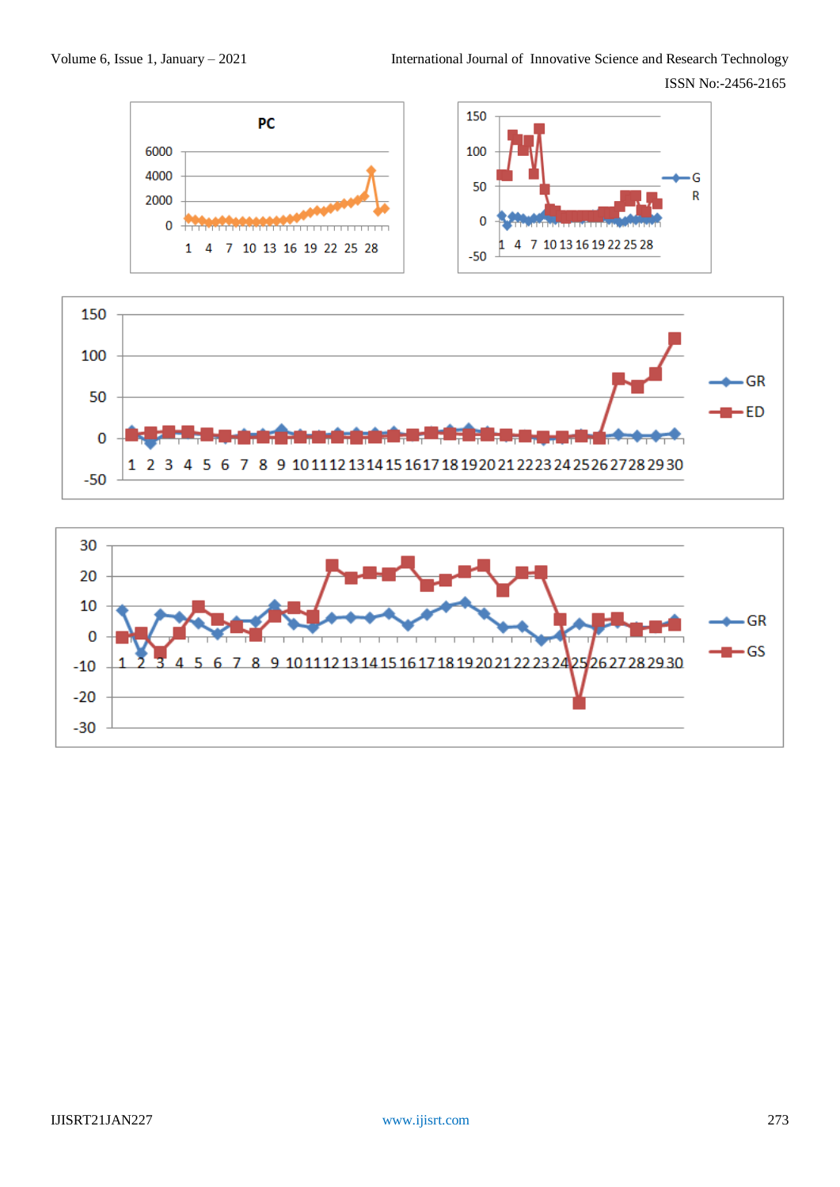PC

6000
4000
2000
0

1 4 7 10 13 16 19 22 25 28

150
100
50
0
-50

1 4 7 10 13 16 19 22 25 28

G
R

150
100
50
0
-50

1 2 3 4 5 6 7 8 9 10 11 12 13 14 15 16 17 18 19 20 21 22 23 24 25 26 27 28 29 30

GR
ED

30
20
10
0
-10
-20
-30

1 2 3 4 5 6 7 8 9 10 11 12 13 14 15 16 17 18 19 20 21 22 23 24 25 26 27 28 29 30

GR
GS